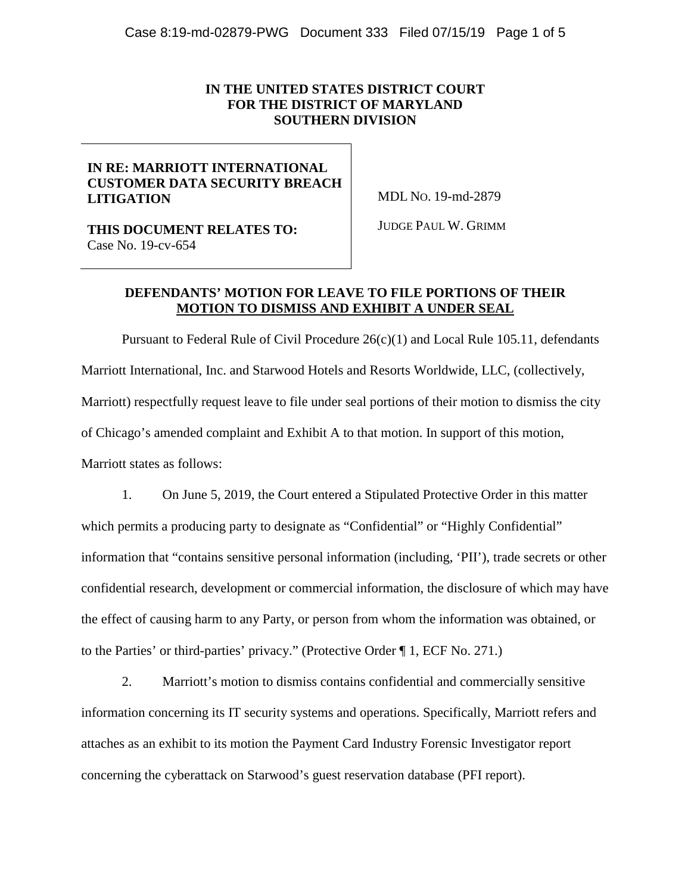**IN THE UNITED STATES DISTRICT COURT**
**FOR THE DISTRICT OF MARYLAND**
**SOUTHERN DIVISION**

| | |
|---|---|
| **IN RE: MARRIOTT INTERNATIONAL CUSTOMER DATA SECURITY BREACH LITIGATION** | MDL NO. 19-md-2879 |
| **THIS DOCUMENT RELATES TO:** Case No. 19-cv-654 | JUDGE PAUL W. GRIMM |

**DEFENDANTS' MOTION FOR LEAVE TO FILE PORTIONS OF THEIR MOTION TO DISMISS AND EXHIBIT A UNDER SEAL**

Pursuant to Federal Rule of Civil Procedure 26(c)(1) and Local Rule 105.11, defendants Marriott International, Inc. and Starwood Hotels and Resorts Worldwide, LLC, (collectively, Marriott) respectfully request leave to file under seal portions of their motion to dismiss the city of Chicago's amended complaint and Exhibit A to that motion. In support of this motion, Marriott states as follows:

1. On June 5, 2019, the Court entered a Stipulated Protective Order in this matter which permits a producing party to designate as "Confidential" or "Highly Confidential" information that "contains sensitive personal information (including, 'PII'), trade secrets or other confidential research, development or commercial information, the disclosure of which may have the effect of causing harm to any Party, or person from whom the information was obtained, or to the Parties' or third-parties' privacy." (Protective Order ¶ 1, ECF No. 271.)

2. Marriott's motion to dismiss contains confidential and commercially sensitive information concerning its IT security systems and operations. Specifically, Marriott refers and attaches as an exhibit to its motion the Payment Card Industry Forensic Investigator report concerning the cyberattack on Starwood's guest reservation database (PFI report).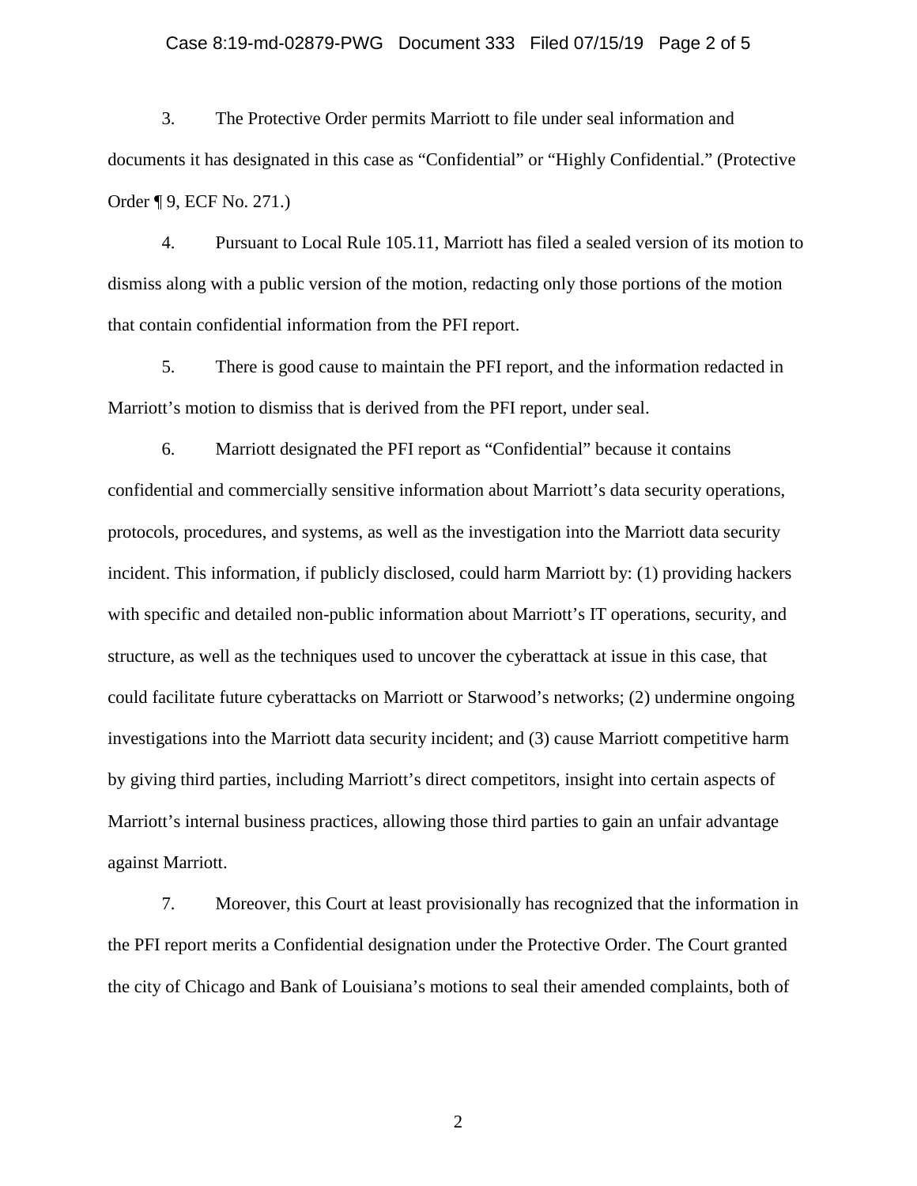3. The Protective Order permits Marriott to file under seal information and documents it has designated in this case as "Confidential" or "Highly Confidential." (Protective Order ¶ 9, ECF No. 271.)

4. Pursuant to Local Rule 105.11, Marriott has filed a sealed version of its motion to dismiss along with a public version of the motion, redacting only those portions of the motion that contain confidential information from the PFI report.

5. There is good cause to maintain the PFI report, and the information redacted in Marriott's motion to dismiss that is derived from the PFI report, under seal.

6. Marriott designated the PFI report as "Confidential" because it contains confidential and commercially sensitive information about Marriott's data security operations, protocols, procedures, and systems, as well as the investigation into the Marriott data security incident. This information, if publicly disclosed, could harm Marriott by: (1) providing hackers with specific and detailed non-public information about Marriott's IT operations, security, and structure, as well as the techniques used to uncover the cyberattack at issue in this case, that could facilitate future cyberattacks on Marriott or Starwood's networks; (2) undermine ongoing investigations into the Marriott data security incident; and (3) cause Marriott competitive harm by giving third parties, including Marriott's direct competitors, insight into certain aspects of Marriott's internal business practices, allowing those third parties to gain an unfair advantage against Marriott.

7. Moreover, this Court at least provisionally has recognized that the information in the PFI report merits a Confidential designation under the Protective Order. The Court granted the city of Chicago and Bank of Louisiana's motions to seal their amended complaints, both of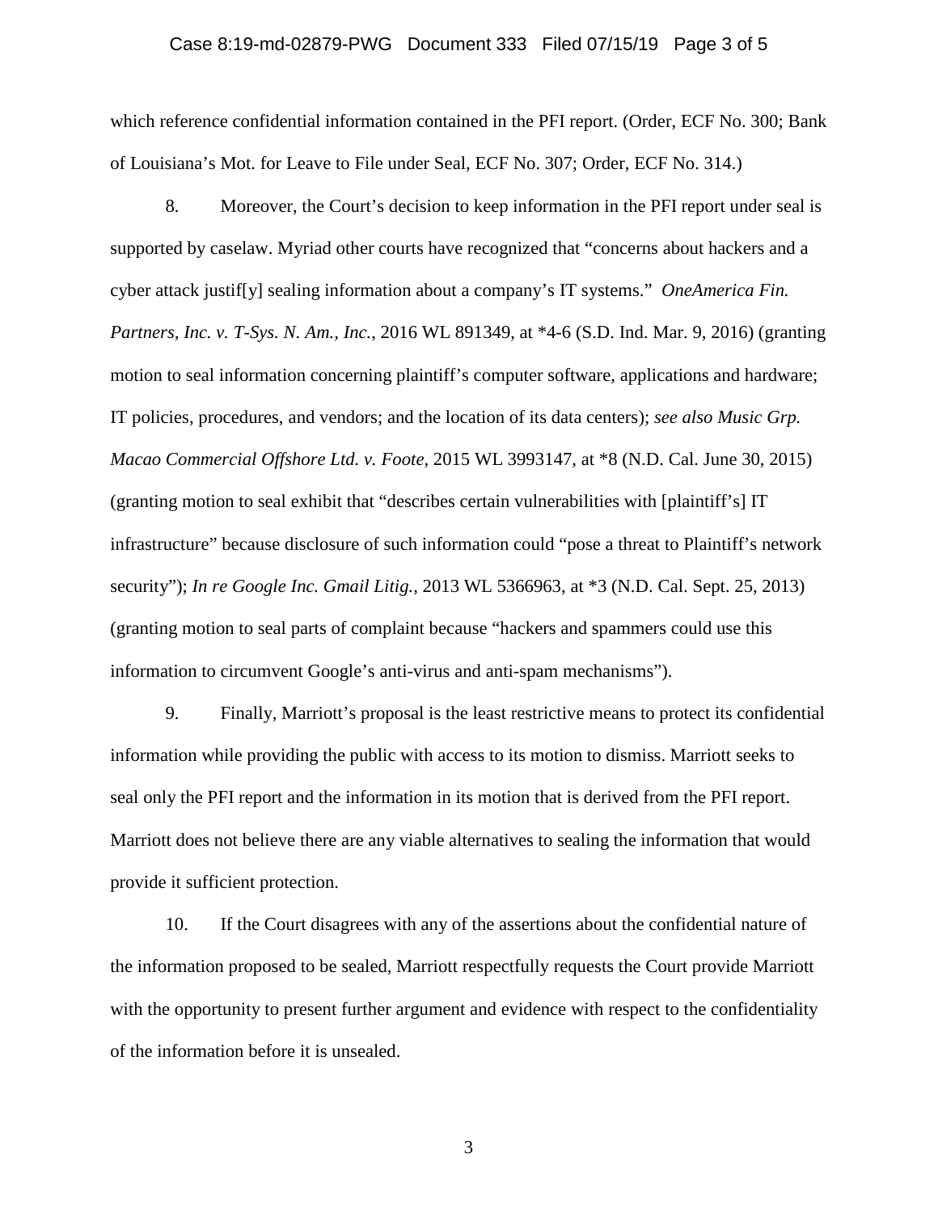which reference confidential information contained in the PFI report. (Order, ECF No. 300; Bank of Louisiana's Mot. for Leave to File under Seal, ECF No. 307; Order, ECF No. 314.)

8. Moreover, the Court's decision to keep information in the PFI report under seal is supported by caselaw. Myriad other courts have recognized that "concerns about hackers and a cyber attack justif[y] sealing information about a company's IT systems." *OneAmerica Fin. Partners, Inc. v. T-Sys. N. Am., Inc.*, 2016 WL 891349, at *4-6 (S.D. Ind. Mar. 9, 2016) (granting motion to seal information concerning plaintiff's computer software, applications and hardware; IT policies, procedures, and vendors; and the location of its data centers); *see also Music Grp. Macao Commercial Offshore Ltd. v. Foote*, 2015 WL 3993147, at *8 (N.D. Cal. June 30, 2015) (granting motion to seal exhibit that "describes certain vulnerabilities with [plaintiff's] IT infrastructure" because disclosure of such information could "pose a threat to Plaintiff's network security"); *In re Google Inc. Gmail Litig.*, 2013 WL 5366963, at *3 (N.D. Cal. Sept. 25, 2013) (granting motion to seal parts of complaint because "hackers and spammers could use this information to circumvent Google's anti-virus and anti-spam mechanisms").

9. Finally, Marriott's proposal is the least restrictive means to protect its confidential information while providing the public with access to its motion to dismiss. Marriott seeks to seal only the PFI report and the information in its motion that is derived from the PFI report. Marriott does not believe there are any viable alternatives to sealing the information that would provide it sufficient protection.

10. If the Court disagrees with any of the assertions about the confidential nature of the information proposed to be sealed, Marriott respectfully requests the Court provide Marriott with the opportunity to present further argument and evidence with respect to the confidentiality of the information before it is unsealed.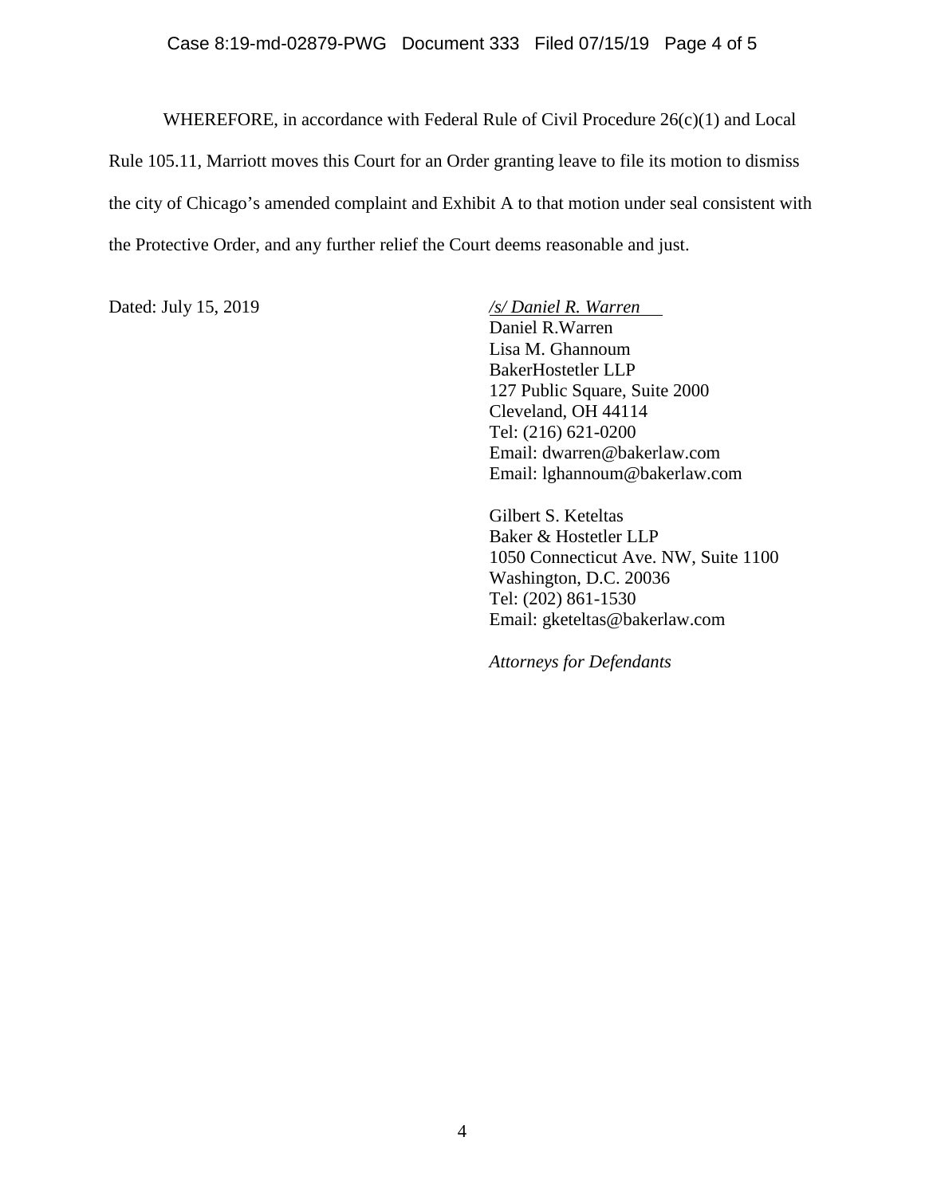WHEREFORE, in accordance with Federal Rule of Civil Procedure 26(c)(1) and Local Rule 105.11, Marriott moves this Court for an Order granting leave to file its motion to dismiss the city of Chicago's amended complaint and Exhibit A to that motion under seal consistent with the Protective Order, and any further relief the Court deems reasonable and just.

Dated: July 15, 2019

*/s/ Daniel R. Warren*
Daniel R.Warren
Lisa M. Ghannoum
BakerHostetler LLP
127 Public Square, Suite 2000
Cleveland, OH 44114
Tel: (216) 621-0200
Email: dwarren@bakerlaw.com
Email: lghannoum@bakerlaw.com

Gilbert S. Keteltas
Baker & Hostetler LLP
1050 Connecticut Ave. NW, Suite 1100
Washington, D.C. 20036
Tel: (202) 861-1530
Email: gketeltas@bakerlaw.com

*Attorneys for Defendants*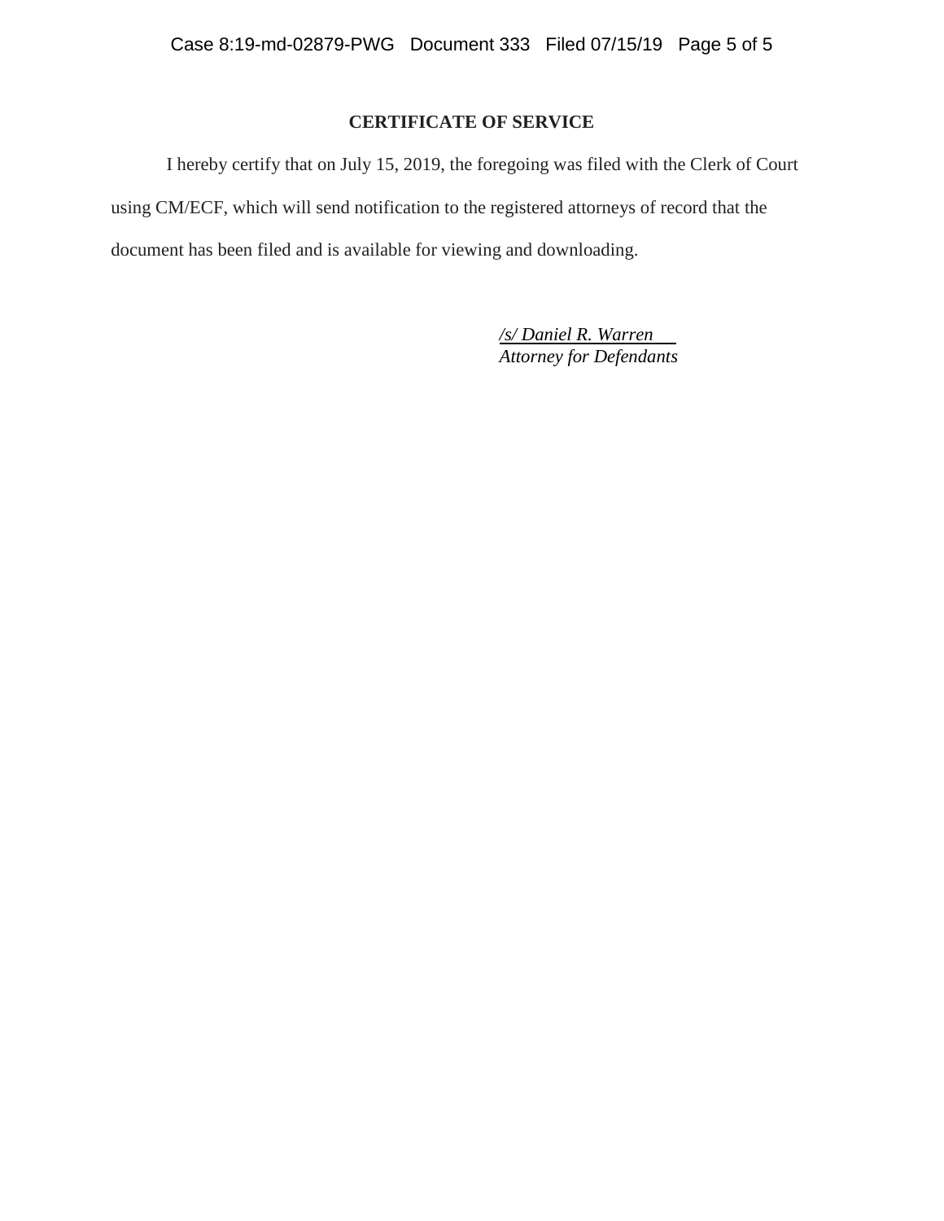## CERTIFICATE OF SERVICE

I hereby certify that on July 15, 2019, the foregoing was filed with the Clerk of Court using CM/ECF, which will send notification to the registered attorneys of record that the document has been filed and is available for viewing and downloading.

*/s/ Daniel R. Warren*
*Attorney for Defendants*